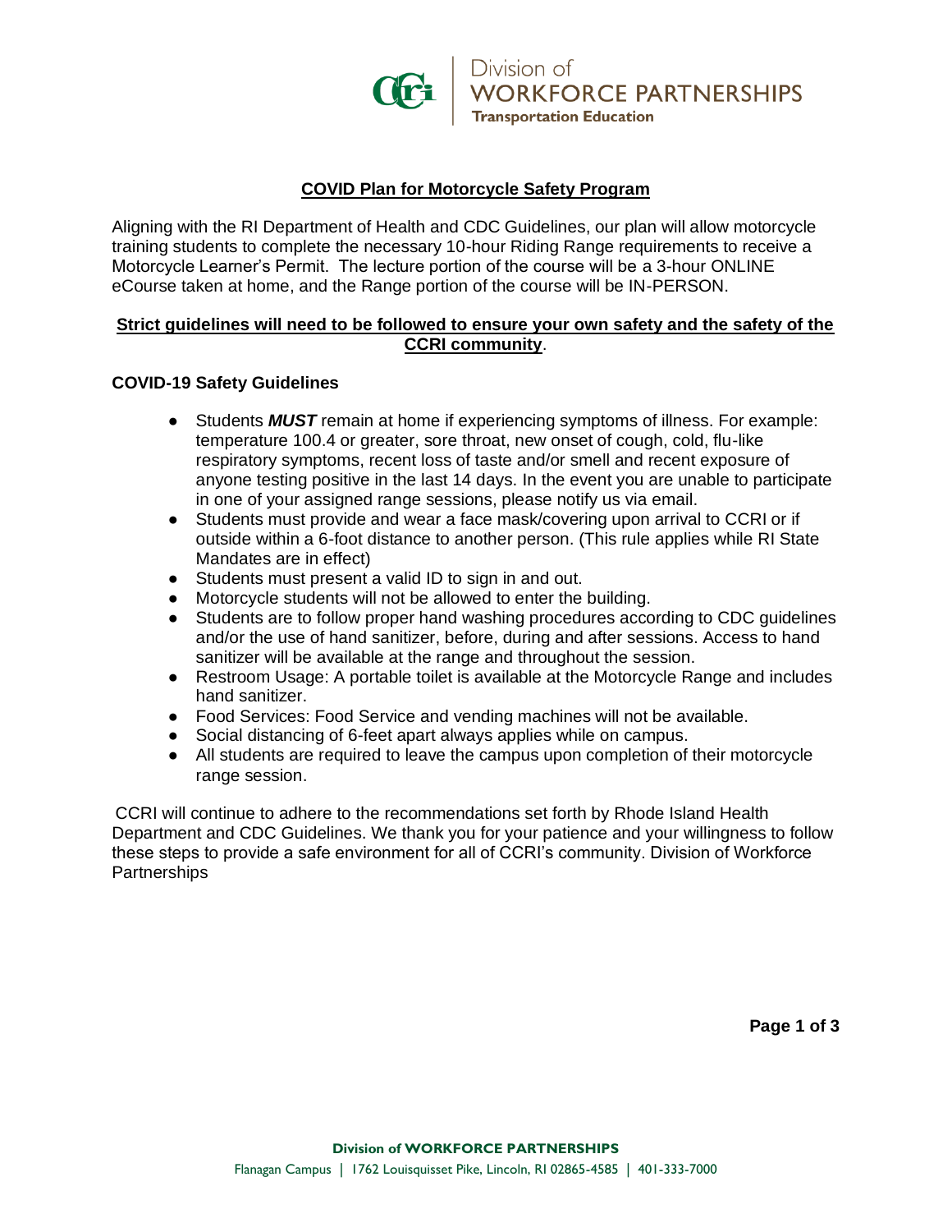Division of
WORKFORCE PARTNERSHIPS
Transportation Education

## COVID Plan for Motorcycle Safety Program

Aligning with the RI Department of Health and CDC Guidelines, our plan will allow motorcycle training students to complete the necessary 10-hour Riding Range requirements to receive a Motorcycle Learner's Permit. The lecture portion of the course will be a 3-hour ONLINE eCourse taken at home, and the Range portion of the course will be IN-PERSON.

**Strict guidelines will need to be followed to ensure your own safety and the safety of the CCRI community**.

### COVID-19 Safety Guidelines

- Students ***MUST*** remain at home if experiencing symptoms of illness. For example: temperature 100.4 or greater, sore throat, new onset of cough, cold, flu-like respiratory symptoms, recent loss of taste and/or smell and recent exposure of anyone testing positive in the last 14 days. In the event you are unable to participate in one of your assigned range sessions, please notify us via email.
- Students must provide and wear a face mask/covering upon arrival to CCRI or if outside within a 6-foot distance to another person. (This rule applies while RI State Mandates are in effect)
- Students must present a valid ID to sign in and out.
- Motorcycle students will not be allowed to enter the building.
- Students are to follow proper hand washing procedures according to CDC guidelines and/or the use of hand sanitizer, before, during and after sessions. Access to hand sanitizer will be available at the range and throughout the session.
- Restroom Usage: A portable toilet is available at the Motorcycle Range and includes hand sanitizer.
- Food Services: Food Service and vending machines will not be available.
- Social distancing of 6-feet apart always applies while on campus.
- All students are required to leave the campus upon completion of their motorcycle range session.

CCRI will continue to adhere to the recommendations set forth by Rhode Island Health Department and CDC Guidelines. We thank you for your patience and your willingness to follow these steps to provide a safe environment for all of CCRI's community. Division of Workforce Partnerships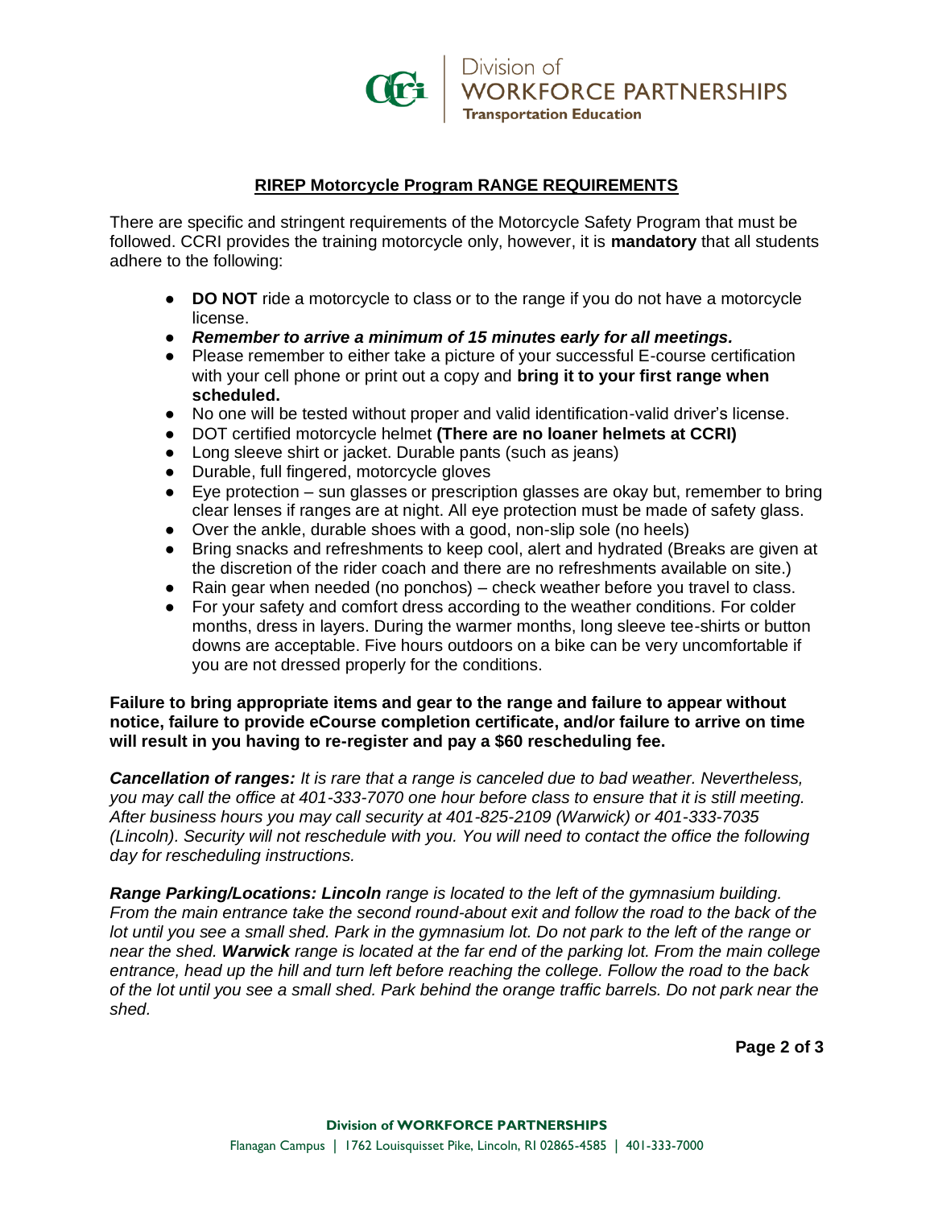## RIREP Motorcycle Program RANGE REQUIREMENTS

There are specific and stringent requirements of the Motorcycle Safety Program that must be followed. CCRI provides the training motorcycle only, however, it is **mandatory** that all students adhere to the following:

- **DO NOT** ride a motorcycle to class or to the range if you do not have a motorcycle license.
- ***Remember to arrive a minimum of 15 minutes early for all meetings.***
- Please remember to either take a picture of your successful E-course certification with your cell phone or print out a copy and **bring it to your first range when scheduled.**
- No one will be tested without proper and valid identification-valid driver's license.
- DOT certified motorcycle helmet **(There are no loaner helmets at CCRI)**
- Long sleeve shirt or jacket. Durable pants (such as jeans)
- Durable, full fingered, motorcycle gloves
- Eye protection – sun glasses or prescription glasses are okay but, remember to bring clear lenses if ranges are at night. All eye protection must be made of safety glass.
- Over the ankle, durable shoes with a good, non-slip sole (no heels)
- Bring snacks and refreshments to keep cool, alert and hydrated (Breaks are given at the discretion of the rider coach and there are no refreshments available on site.)
- Rain gear when needed (no ponchos) – check weather before you travel to class.
- For your safety and comfort dress according to the weather conditions. For colder months, dress in layers. During the warmer months, long sleeve tee-shirts or button downs are acceptable. Five hours outdoors on a bike can be very uncomfortable if you are not dressed properly for the conditions.

**Failure to bring appropriate items and gear to the range and failure to appear without notice, failure to provide eCourse completion certificate, and/or failure to arrive on time will result in you having to re-register and pay a $60 rescheduling fee.**

***Cancellation of ranges:*** *It is rare that a range is canceled due to bad weather. Nevertheless, you may call the office at 401-333-7070 one hour before class to ensure that it is still meeting. After business hours you may call security at 401-825-2109 (Warwick) or 401-333-7035 (Lincoln). Security will not reschedule with you. You will need to contact the office the following day for rescheduling instructions.*

***Range Parking/Locations: Lincoln*** *range is located to the left of the gymnasium building. From the main entrance take the second round-about exit and follow the road to the back of the lot until you see a small shed. Park in the gymnasium lot. Do not park to the left of the range or near the shed.* ***Warwick*** *range is located at the far end of the parking lot. From the main college entrance, head up the hill and turn left before reaching the college. Follow the road to the back of the lot until you see a small shed. Park behind the orange traffic barrels. Do not park near the shed.*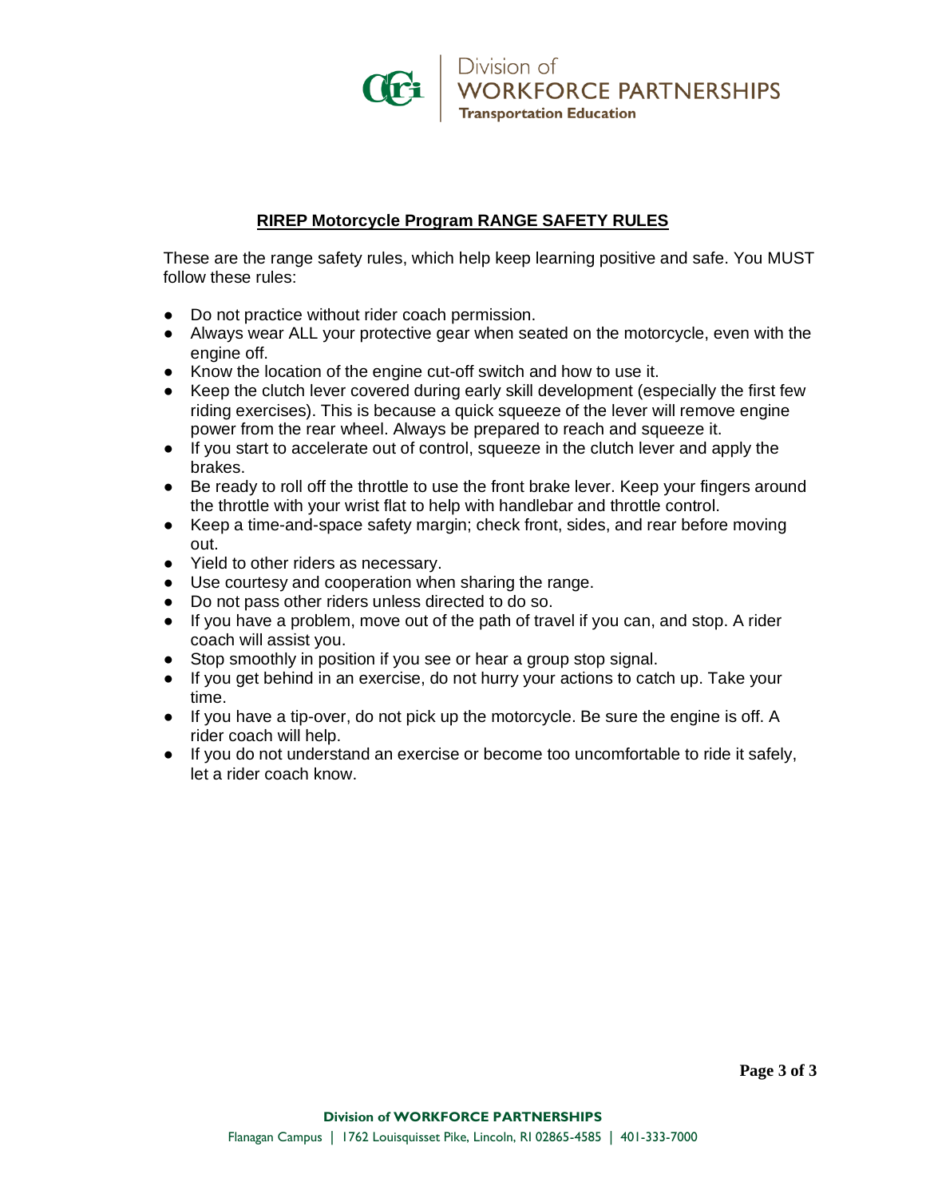## RIREP Motorcycle Program RANGE SAFETY RULES

These are the range safety rules, which help keep learning positive and safe. You MUST follow these rules:

- Do not practice without rider coach permission.
- Always wear ALL your protective gear when seated on the motorcycle, even with the engine off.
- Know the location of the engine cut-off switch and how to use it.
- Keep the clutch lever covered during early skill development (especially the first few riding exercises). This is because a quick squeeze of the lever will remove engine power from the rear wheel. Always be prepared to reach and squeeze it.
- If you start to accelerate out of control, squeeze in the clutch lever and apply the brakes.
- Be ready to roll off the throttle to use the front brake lever. Keep your fingers around the throttle with your wrist flat to help with handlebar and throttle control.
- Keep a time-and-space safety margin; check front, sides, and rear before moving out.
- Yield to other riders as necessary.
- Use courtesy and cooperation when sharing the range.
- Do not pass other riders unless directed to do so.
- If you have a problem, move out of the path of travel if you can, and stop. A rider coach will assist you.
- Stop smoothly in position if you see or hear a group stop signal.
- If you get behind in an exercise, do not hurry your actions to catch up. Take your time.
- If you have a tip-over, do not pick up the motorcycle. Be sure the engine is off. A rider coach will help.
- If you do not understand an exercise or become too uncomfortable to ride it safely, let a rider coach know.